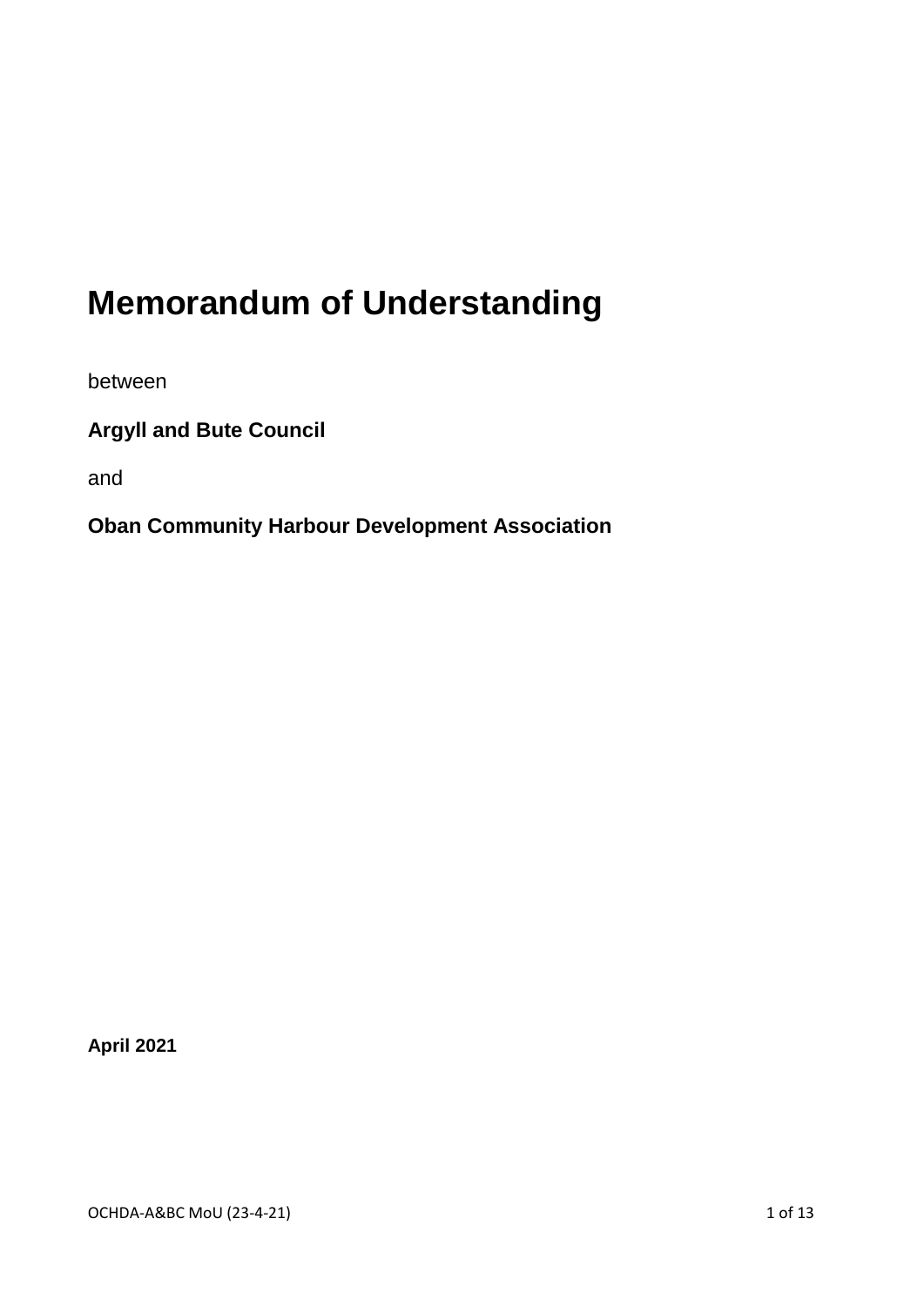# Memorandum of Understanding

between

**Argyll and Bute Council**

and

**Oban Community Harbour Development Association**

**April 2021**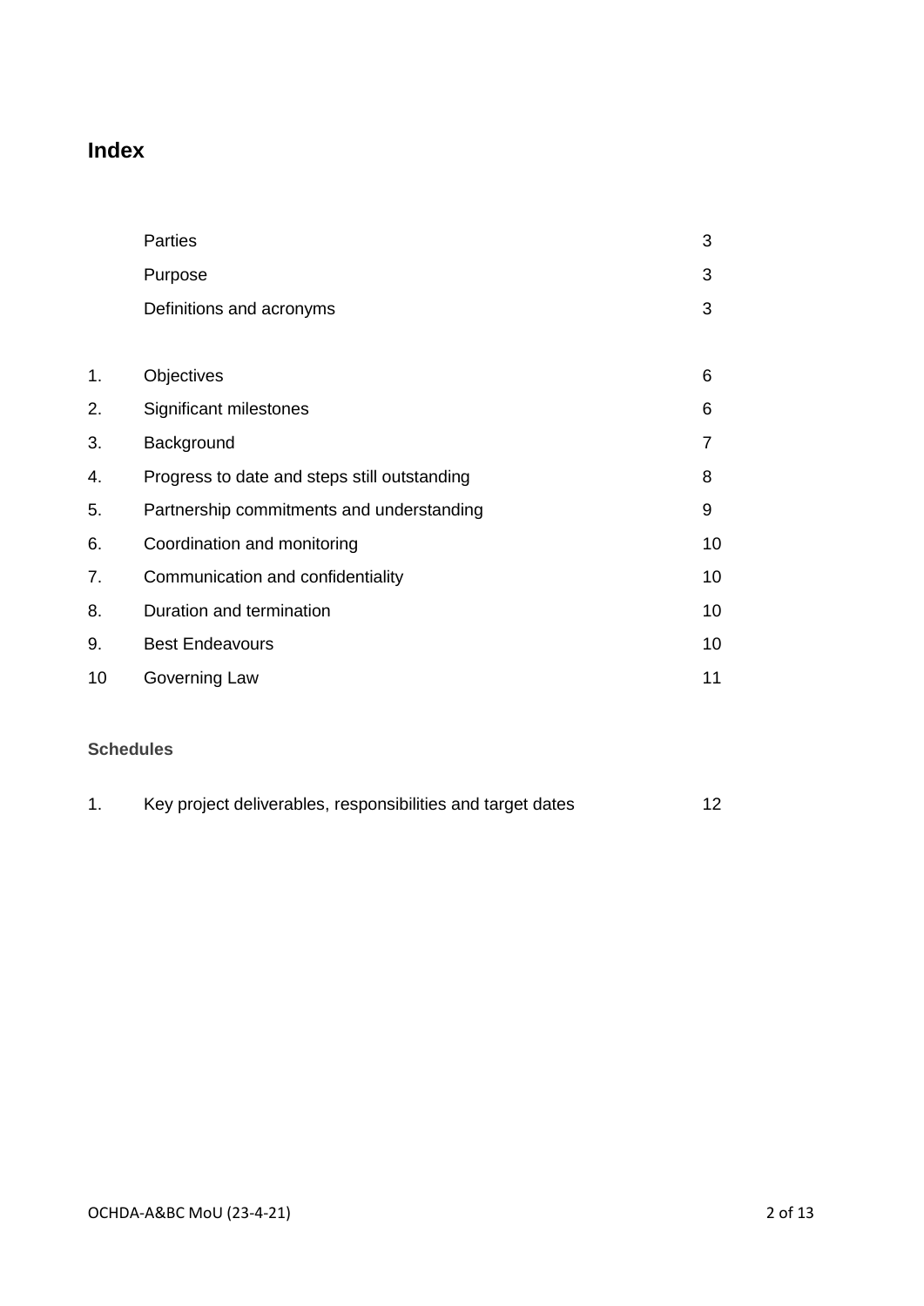# Index

| | | |
|---|---|---|
| | Parties | 3 |
| | Purpose | 3 |
| | Definitions and acronyms | 3 |
| | | |
| 1. | Objectives | 6 |
| 2. | Significant milestones | 6 |
| 3. | Background | 7 |
| 4. | Progress to date and steps still outstanding | 8 |
| 5. | Partnership commitments and understanding | 9 |
| 6. | Coordination and monitoring | 10 |
| 7. | Communication and confidentiality | 10 |
| 8. | Duration and termination | 10 |
| 9. | Best Endeavours | 10 |
| 10 | Governing Law | 11 |

**Schedules**

| | | |
|---|---|---|
| 1. | Key project deliverables, responsibilities and target dates | 12 |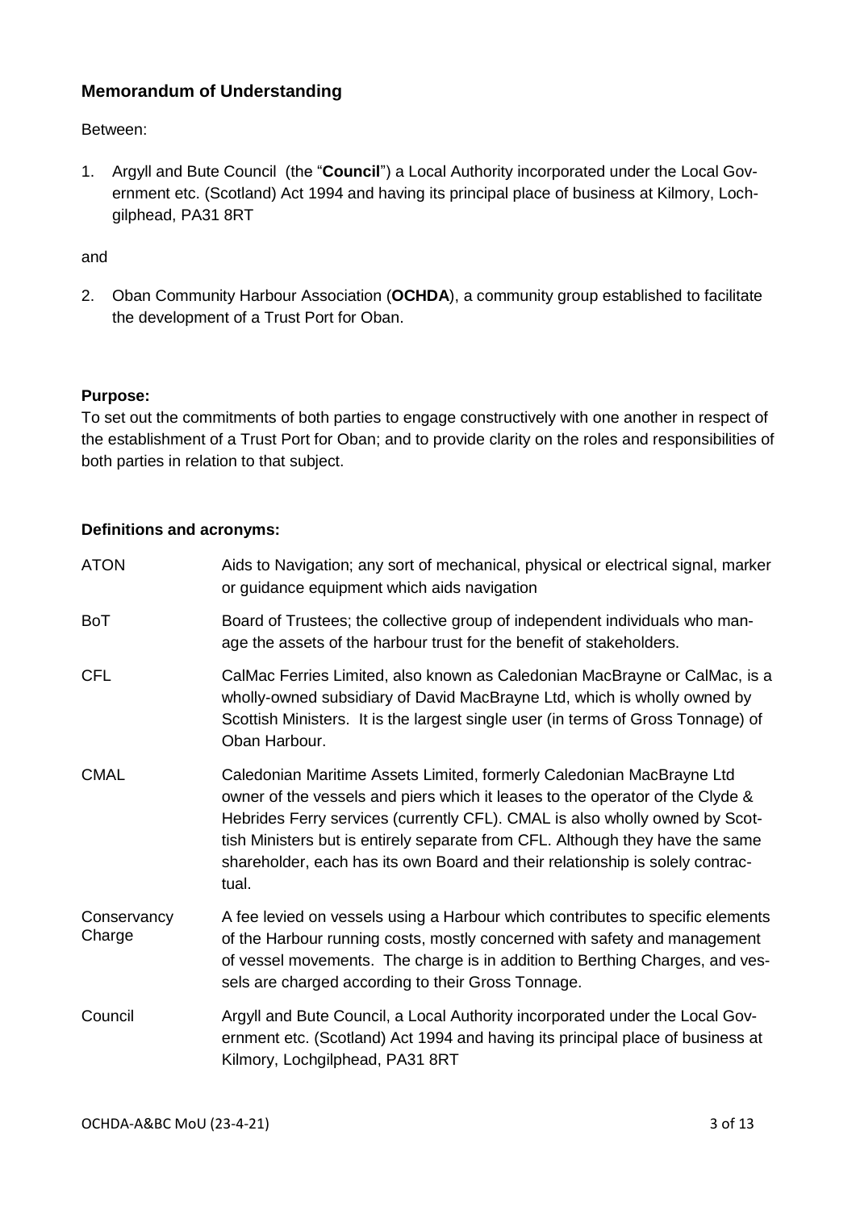## Memorandum of Understanding

Between:

1. Argyll and Bute Council (the "**Council**") a Local Authority incorporated under the Local Government etc. (Scotland) Act 1994 and having its principal place of business at Kilmory, Lochgilphead, PA31 8RT

and

2. Oban Community Harbour Association (**OCHDA**), a community group established to facilitate the development of a Trust Port for Oban.

**Purpose:**
To set out the commitments of both parties to engage constructively with one another in respect of the establishment of a Trust Port for Oban; and to provide clarity on the roles and responsibilities of both parties in relation to that subject.

**Definitions and acronyms:**

| | |
|---|---|
| ATON | Aids to Navigation; any sort of mechanical, physical or electrical signal, marker or guidance equipment which aids navigation |
| BoT | Board of Trustees; the collective group of independent individuals who manage the assets of the harbour trust for the benefit of stakeholders. |
| CFL | CalMac Ferries Limited, also known as Caledonian MacBrayne or CalMac, is a wholly-owned subsidiary of David MacBrayne Ltd, which is wholly owned by Scottish Ministers. It is the largest single user (in terms of Gross Tonnage) of Oban Harbour. |
| CMAL | Caledonian Maritime Assets Limited, formerly Caledonian MacBrayne Ltd owner of the vessels and piers which it leases to the operator of the Clyde & Hebrides Ferry services (currently CFL). CMAL is also wholly owned by Scottish Ministers but is entirely separate from CFL. Although they have the same shareholder, each has its own Board and their relationship is solely contractual. |
| Conservancy Charge | A fee levied on vessels using a Harbour which contributes to specific elements of the Harbour running costs, mostly concerned with safety and management of vessel movements. The charge is in addition to Berthing Charges, and vessels are charged according to their Gross Tonnage. |
| Council | Argyll and Bute Council, a Local Authority incorporated under the Local Government etc. (Scotland) Act 1994 and having its principal place of business at Kilmory, Lochgilphead, PA31 8RT |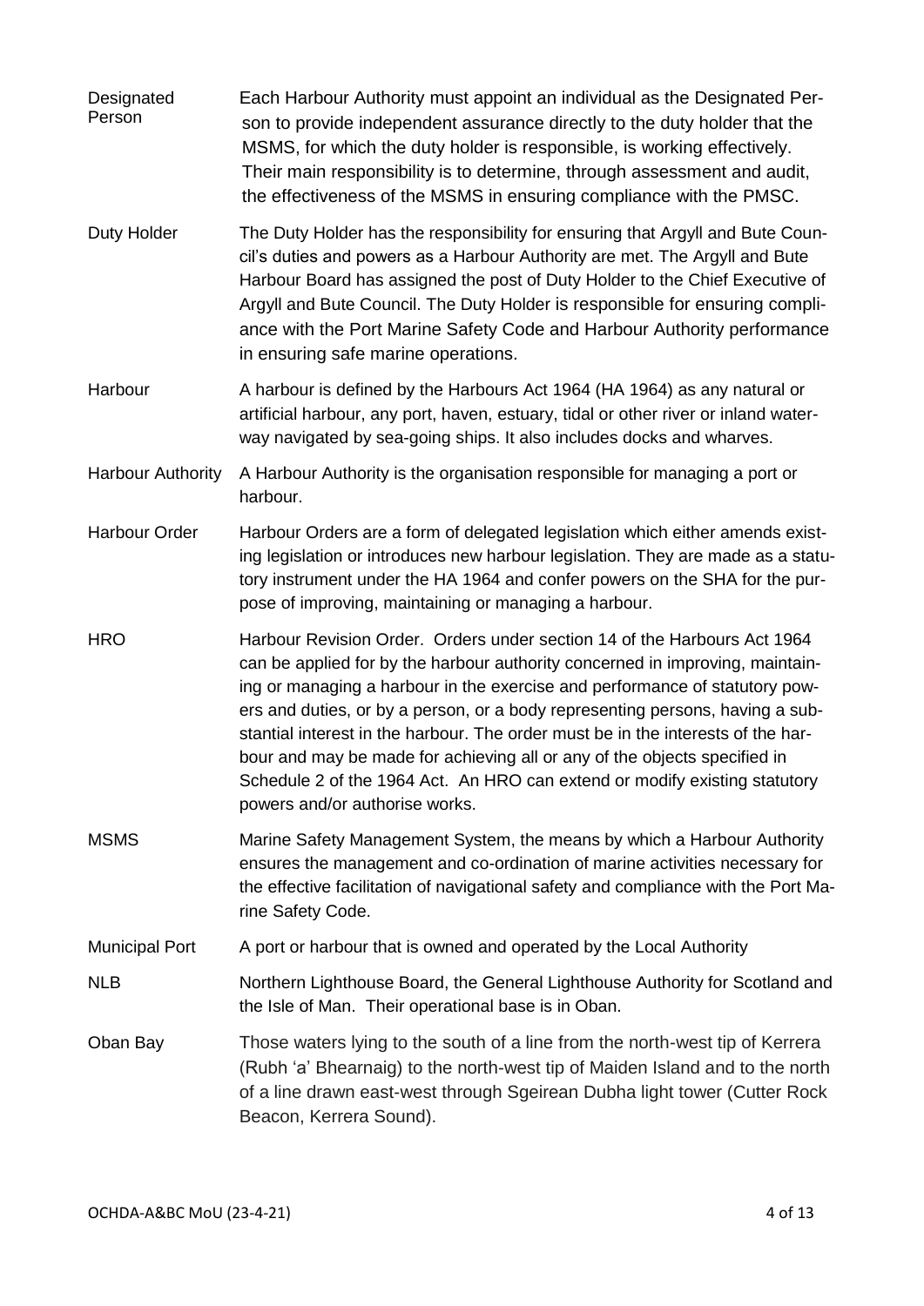| | |
|---|---|
| Designated Person | Each Harbour Authority must appoint an individual as the Designated Person to provide independent assurance directly to the duty holder that the MSMS, for which the duty holder is responsible, is working effectively. Their main responsibility is to determine, through assessment and audit, the effectiveness of the MSMS in ensuring compliance with the PMSC. |
| Duty Holder | The Duty Holder has the responsibility for ensuring that Argyll and Bute Council's duties and powers as a Harbour Authority are met. The Argyll and Bute Harbour Board has assigned the post of Duty Holder to the Chief Executive of Argyll and Bute Council. The Duty Holder is responsible for ensuring compliance with the Port Marine Safety Code and Harbour Authority performance in ensuring safe marine operations. |
| Harbour | A harbour is defined by the Harbours Act 1964 (HA 1964) as any natural or artificial harbour, any port, haven, estuary, tidal or other river or inland waterway navigated by sea-going ships. It also includes docks and wharves. |
| Harbour Authority | A Harbour Authority is the organisation responsible for managing a port or harbour. |
| Harbour Order | Harbour Orders are a form of delegated legislation which either amends existing legislation or introduces new harbour legislation. They are made as a statutory instrument under the HA 1964 and confer powers on the SHA for the purpose of improving, maintaining or managing a harbour. |
| HRO | Harbour Revision Order. Orders under section 14 of the Harbours Act 1964 can be applied for by the harbour authority concerned in improving, maintaining or managing a harbour in the exercise and performance of statutory powers and duties, or by a person, or a body representing persons, having a substantial interest in the harbour. The order must be in the interests of the harbour and may be made for achieving all or any of the objects specified in Schedule 2 of the 1964 Act. An HRO can extend or modify existing statutory powers and/or authorise works. |
| MSMS | Marine Safety Management System, the means by which a Harbour Authority ensures the management and co-ordination of marine activities necessary for the effective facilitation of navigational safety and compliance with the Port Marine Safety Code. |
| Municipal Port | A port or harbour that is owned and operated by the Local Authority |
| NLB | Northern Lighthouse Board, the General Lighthouse Authority for Scotland and the Isle of Man. Their operational base is in Oban. |
| Oban Bay | Those waters lying to the south of a line from the north-west tip of Kerrera (Rubh 'a' Bhearnaig) to the north-west tip of Maiden Island and to the north of a line drawn east-west through Sgeirean Dubha light tower (Cutter Rock Beacon, Kerrera Sound). |

OCHDA-A&BC MoU (23-4-21)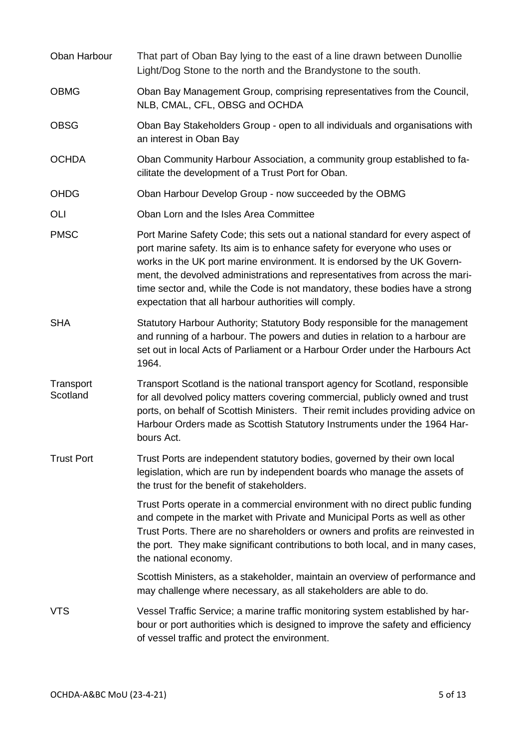| | |
|---|---|
| Oban Harbour | That part of Oban Bay lying to the east of a line drawn between Dunollie Light/Dog Stone to the north and the Brandystone to the south. |
| OBMG | Oban Bay Management Group, comprising representatives from the Council, NLB, CMAL, CFL, OBSG and OCHDA |
| OBSG | Oban Bay Stakeholders Group - open to all individuals and organisations with an interest in Oban Bay |
| OCHDA | Oban Community Harbour Association, a community group established to facilitate the development of a Trust Port for Oban. |
| OHDG | Oban Harbour Develop Group - now succeeded by the OBMG |
| OLI | Oban Lorn and the Isles Area Committee |
| PMSC | Port Marine Safety Code; this sets out a national standard for every aspect of port marine safety. Its aim is to enhance safety for everyone who uses or works in the UK port marine environment. It is endorsed by the UK Government, the devolved administrations and representatives from across the maritime sector and, while the Code is not mandatory, these bodies have a strong expectation that all harbour authorities will comply. |
| SHA | Statutory Harbour Authority; Statutory Body responsible for the management and running of a harbour. The powers and duties in relation to a harbour are set out in local Acts of Parliament or a Harbour Order under the Harbours Act 1964. |
| Transport Scotland | Transport Scotland is the national transport agency for Scotland, responsible for all devolved policy matters covering commercial, publicly owned and trust ports, on behalf of Scottish Ministers. Their remit includes providing advice on Harbour Orders made as Scottish Statutory Instruments under the 1964 Harbours Act. |
| Trust Port | Trust Ports are independent statutory bodies, governed by their own local legislation, which are run by independent boards who manage the assets of the trust for the benefit of stakeholders.<br><br>Trust Ports operate in a commercial environment with no direct public funding and compete in the market with Private and Municipal Ports as well as other Trust Ports. There are no shareholders or owners and profits are reinvested in the port. They make significant contributions to both local, and in many cases, the national economy.<br><br>Scottish Ministers, as a stakeholder, maintain an overview of performance and may challenge where necessary, as all stakeholders are able to do. |
| VTS | Vessel Traffic Service; a marine traffic monitoring system established by harbour or port authorities which is designed to improve the safety and efficiency of vessel traffic and protect the environment. |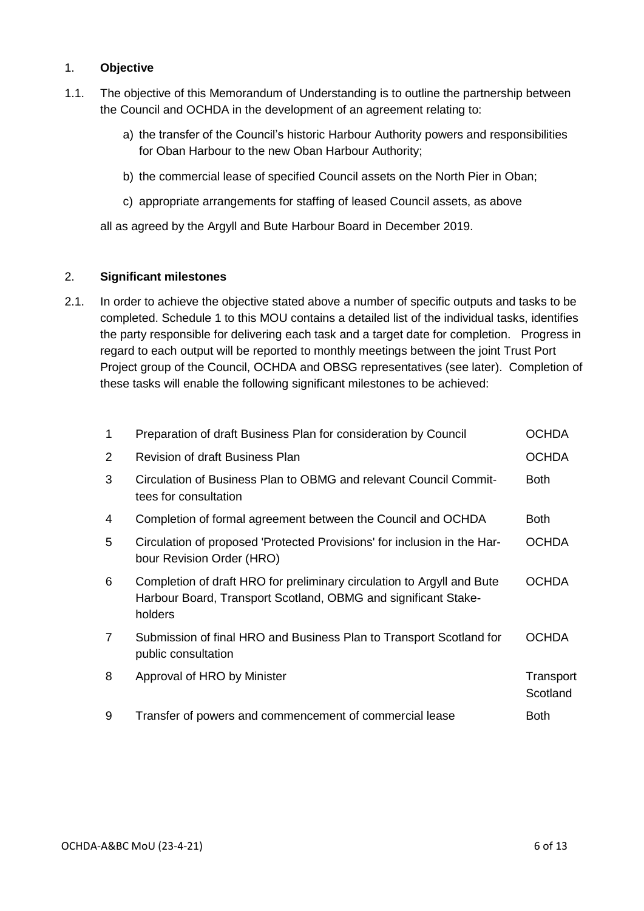## 1. **Objective**

1.1. The objective of this Memorandum of Understanding is to outline the partnership between the Council and OCHDA in the development of an agreement relating to:

a) the transfer of the Council's historic Harbour Authority powers and responsibilities for Oban Harbour to the new Oban Harbour Authority;

b) the commercial lease of specified Council assets on the North Pier in Oban;

c) appropriate arrangements for staffing of leased Council assets, as above

all as agreed by the Argyll and Bute Harbour Board in December 2019.

## 2. **Significant milestones**

2.1. In order to achieve the objective stated above a number of specific outputs and tasks to be completed. Schedule 1 to this MOU contains a detailed list of the individual tasks, identifies the party responsible for delivering each task and a target date for completion. Progress in regard to each output will be reported to monthly meetings between the joint Trust Port Project group of the Council, OCHDA and OBSG representatives (see later). Completion of these tasks will enable the following significant milestones to be achieved:

| | | |
|---|---|---|
| 1 | Preparation of draft Business Plan for consideration by Council | OCHDA |
| 2 | Revision of draft Business Plan | OCHDA |
| 3 | Circulation of Business Plan to OBMG and relevant Council Committees for consultation | Both |
| 4 | Completion of formal agreement between the Council and OCHDA | Both |
| 5 | Circulation of proposed 'Protected Provisions' for inclusion in the Harbour Revision Order (HRO) | OCHDA |
| 6 | Completion of draft HRO for preliminary circulation to Argyll and Bute Harbour Board, Transport Scotland, OBMG and significant Stakeholders | OCHDA |
| 7 | Submission of final HRO and Business Plan to Transport Scotland for public consultation | OCHDA |
| 8 | Approval of HRO by Minister | Transport Scotland |
| 9 | Transfer of powers and commencement of commercial lease | Both |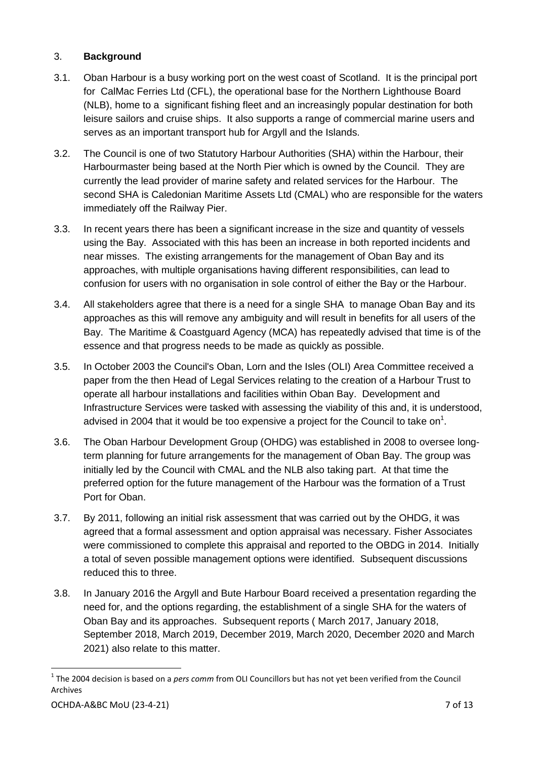## 3. **Background**

3.1. Oban Harbour is a busy working port on the west coast of Scotland. It is the principal port for CalMac Ferries Ltd (CFL), the operational base for the Northern Lighthouse Board (NLB), home to a significant fishing fleet and an increasingly popular destination for both leisure sailors and cruise ships. It also supports a range of commercial marine users and serves as an important transport hub for Argyll and the Islands.

3.2. The Council is one of two Statutory Harbour Authorities (SHA) within the Harbour, their Harbourmaster being based at the North Pier which is owned by the Council. They are currently the lead provider of marine safety and related services for the Harbour. The second SHA is Caledonian Maritime Assets Ltd (CMAL) who are responsible for the waters immediately off the Railway Pier.

3.3. In recent years there has been a significant increase in the size and quantity of vessels using the Bay. Associated with this has been an increase in both reported incidents and near misses. The existing arrangements for the management of Oban Bay and its approaches, with multiple organisations having different responsibilities, can lead to confusion for users with no organisation in sole control of either the Bay or the Harbour.

3.4. All stakeholders agree that there is a need for a single SHA to manage Oban Bay and its approaches as this will remove any ambiguity and will result in benefits for all users of the Bay. The Maritime & Coastguard Agency (MCA) has repeatedly advised that time is of the essence and that progress needs to be made as quickly as possible.

3.5. In October 2003 the Council's Oban, Lorn and the Isles (OLI) Area Committee received a paper from the then Head of Legal Services relating to the creation of a Harbour Trust to operate all harbour installations and facilities within Oban Bay. Development and Infrastructure Services were tasked with assessing the viability of this and, it is understood, advised in 2004 that it would be too expensive a project for the Council to take on[1].

3.6. The Oban Harbour Development Group (OHDG) was established in 2008 to oversee long-term planning for future arrangements for the management of Oban Bay. The group was initially led by the Council with CMAL and the NLB also taking part. At that time the preferred option for the future management of the Harbour was the formation of a Trust Port for Oban.

3.7. By 2011, following an initial risk assessment that was carried out by the OHDG, it was agreed that a formal assessment and option appraisal was necessary. Fisher Associates were commissioned to complete this appraisal and reported to the OBDG in 2014. Initially a total of seven possible management options were identified. Subsequent discussions reduced this to three.

3.8. In January 2016 the Argyll and Bute Harbour Board received a presentation regarding the need for, and the options regarding, the establishment of a single SHA for the waters of Oban Bay and its approaches. Subsequent reports ( March 2017, January 2018, September 2018, March 2019, December 2019, March 2020, December 2020 and March 2021) also relate to this matter.

---

[1] The 2004 decision is based on a *pers comm* from OLI Councillors but has not yet been verified from the Council Archives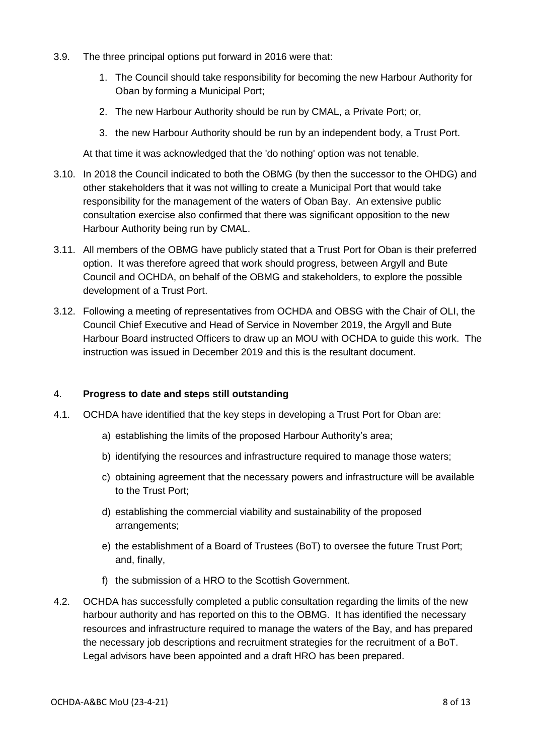3.9. The three principal options put forward in 2016 were that:

1. The Council should take responsibility for becoming the new Harbour Authority for Oban by forming a Municipal Port;
2. The new Harbour Authority should be run by CMAL, a Private Port; or,
3. the new Harbour Authority should be run by an independent body, a Trust Port.

At that time it was acknowledged that the 'do nothing' option was not tenable.

3.10. In 2018 the Council indicated to both the OBMG (by then the successor to the OHDG) and other stakeholders that it was not willing to create a Municipal Port that would take responsibility for the management of the waters of Oban Bay. An extensive public consultation exercise also confirmed that there was significant opposition to the new Harbour Authority being run by CMAL.

3.11. All members of the OBMG have publicly stated that a Trust Port for Oban is their preferred option. It was therefore agreed that work should progress, between Argyll and Bute Council and OCHDA, on behalf of the OBMG and stakeholders, to explore the possible development of a Trust Port.

3.12. Following a meeting of representatives from OCHDA and OBSG with the Chair of OLI, the Council Chief Executive and Head of Service in November 2019, the Argyll and Bute Harbour Board instructed Officers to draw up an MOU with OCHDA to guide this work. The instruction was issued in December 2019 and this is the resultant document.

## 4. **Progress to date and steps still outstanding**

4.1. OCHDA have identified that the key steps in developing a Trust Port for Oban are:

a) establishing the limits of the proposed Harbour Authority's area;

b) identifying the resources and infrastructure required to manage those waters;

c) obtaining agreement that the necessary powers and infrastructure will be available to the Trust Port;

d) establishing the commercial viability and sustainability of the proposed arrangements;

e) the establishment of a Board of Trustees (BoT) to oversee the future Trust Port; and, finally,

f) the submission of a HRO to the Scottish Government.

4.2. OCHDA has successfully completed a public consultation regarding the limits of the new harbour authority and has reported on this to the OBMG. It has identified the necessary resources and infrastructure required to manage the waters of the Bay, and has prepared the necessary job descriptions and recruitment strategies for the recruitment of a BoT. Legal advisors have been appointed and a draft HRO has been prepared.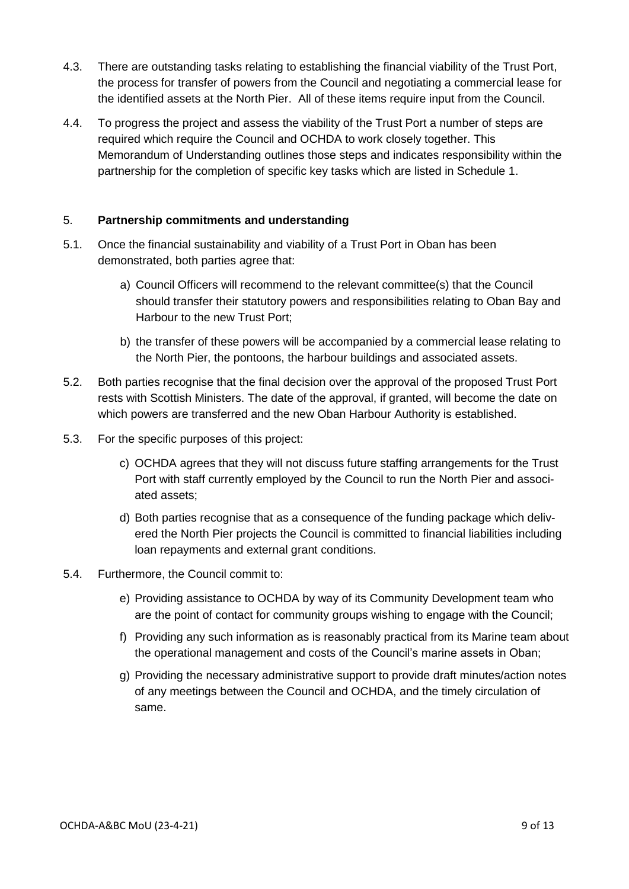4.3. There are outstanding tasks relating to establishing the financial viability of the Trust Port, the process for transfer of powers from the Council and negotiating a commercial lease for the identified assets at the North Pier. All of these items require input from the Council.

4.4. To progress the project and assess the viability of the Trust Port a number of steps are required which require the Council and OCHDA to work closely together. This Memorandum of Understanding outlines those steps and indicates responsibility within the partnership for the completion of specific key tasks which are listed in Schedule 1.

5. **Partnership commitments and understanding**

5.1. Once the financial sustainability and viability of a Trust Port in Oban has been demonstrated, both parties agree that:

a) Council Officers will recommend to the relevant committee(s) that the Council should transfer their statutory powers and responsibilities relating to Oban Bay and Harbour to the new Trust Port;

b) the transfer of these powers will be accompanied by a commercial lease relating to the North Pier, the pontoons, the harbour buildings and associated assets.

5.2. Both parties recognise that the final decision over the approval of the proposed Trust Port rests with Scottish Ministers. The date of the approval, if granted, will become the date on which powers are transferred and the new Oban Harbour Authority is established.

5.3. For the specific purposes of this project:

c) OCHDA agrees that they will not discuss future staffing arrangements for the Trust Port with staff currently employed by the Council to run the North Pier and associated assets;

d) Both parties recognise that as a consequence of the funding package which delivered the North Pier projects the Council is committed to financial liabilities including loan repayments and external grant conditions.

5.4. Furthermore, the Council commit to:

e) Providing assistance to OCHDA by way of its Community Development team who are the point of contact for community groups wishing to engage with the Council;

f) Providing any such information as is reasonably practical from its Marine team about the operational management and costs of the Council's marine assets in Oban;

g) Providing the necessary administrative support to provide draft minutes/action notes of any meetings between the Council and OCHDA, and the timely circulation of same.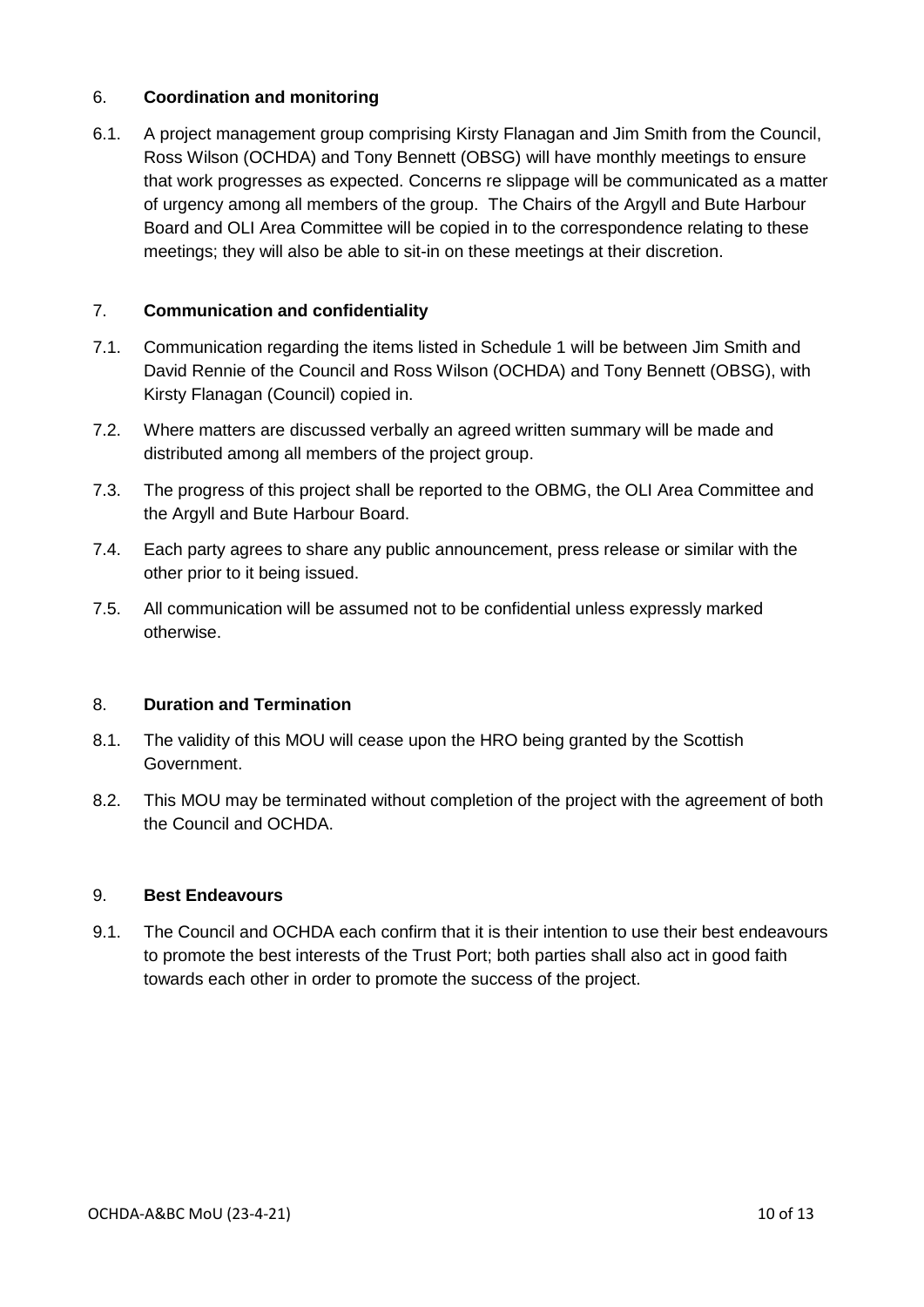## 6. Coordination and monitoring

6.1. A project management group comprising Kirsty Flanagan and Jim Smith from the Council, Ross Wilson (OCHDA) and Tony Bennett (OBSG) will have monthly meetings to ensure that work progresses as expected. Concerns re slippage will be communicated as a matter of urgency among all members of the group. The Chairs of the Argyll and Bute Harbour Board and OLI Area Committee will be copied in to the correspondence relating to these meetings; they will also be able to sit-in on these meetings at their discretion.

## 7. Communication and confidentiality

7.1. Communication regarding the items listed in Schedule 1 will be between Jim Smith and David Rennie of the Council and Ross Wilson (OCHDA) and Tony Bennett (OBSG), with Kirsty Flanagan (Council) copied in.

7.2. Where matters are discussed verbally an agreed written summary will be made and distributed among all members of the project group.

7.3. The progress of this project shall be reported to the OBMG, the OLI Area Committee and the Argyll and Bute Harbour Board.

7.4. Each party agrees to share any public announcement, press release or similar with the other prior to it being issued.

7.5. All communication will be assumed not to be confidential unless expressly marked otherwise.

## 8. Duration and Termination

8.1. The validity of this MOU will cease upon the HRO being granted by the Scottish Government.

8.2. This MOU may be terminated without completion of the project with the agreement of both the Council and OCHDA.

## 9. Best Endeavours

9.1. The Council and OCHDA each confirm that it is their intention to use their best endeavours to promote the best interests of the Trust Port; both parties shall also act in good faith towards each other in order to promote the success of the project.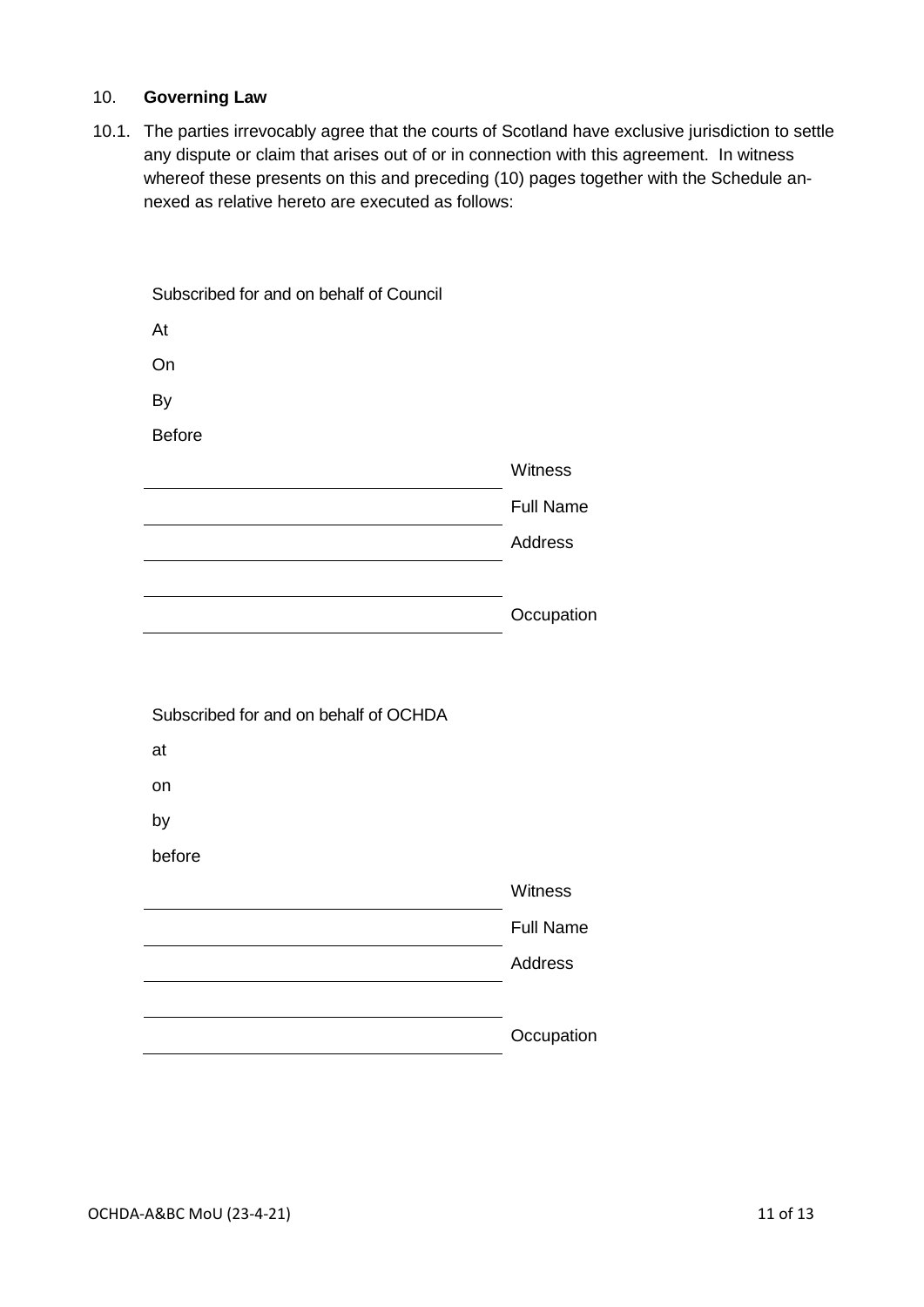## 10. **Governing Law**

10.1. The parties irrevocably agree that the courts of Scotland have exclusive jurisdiction to settle any dispute or claim that arises out of or in connection with this agreement. In witness whereof these presents on this and preceding (10) pages together with the Schedule annexed as relative hereto are executed as follows:

Subscribed for and on behalf of Council

At

On

By

Before

_______________________________ Witness

_______________________________ Full Name

_______________________________ Address

_______________________________

_______________________________ Occupation

Subscribed for and on behalf of OCHDA

at

on

by

before

_______________________________ Witness

_______________________________ Full Name

_______________________________ Address

_______________________________

_______________________________ Occupation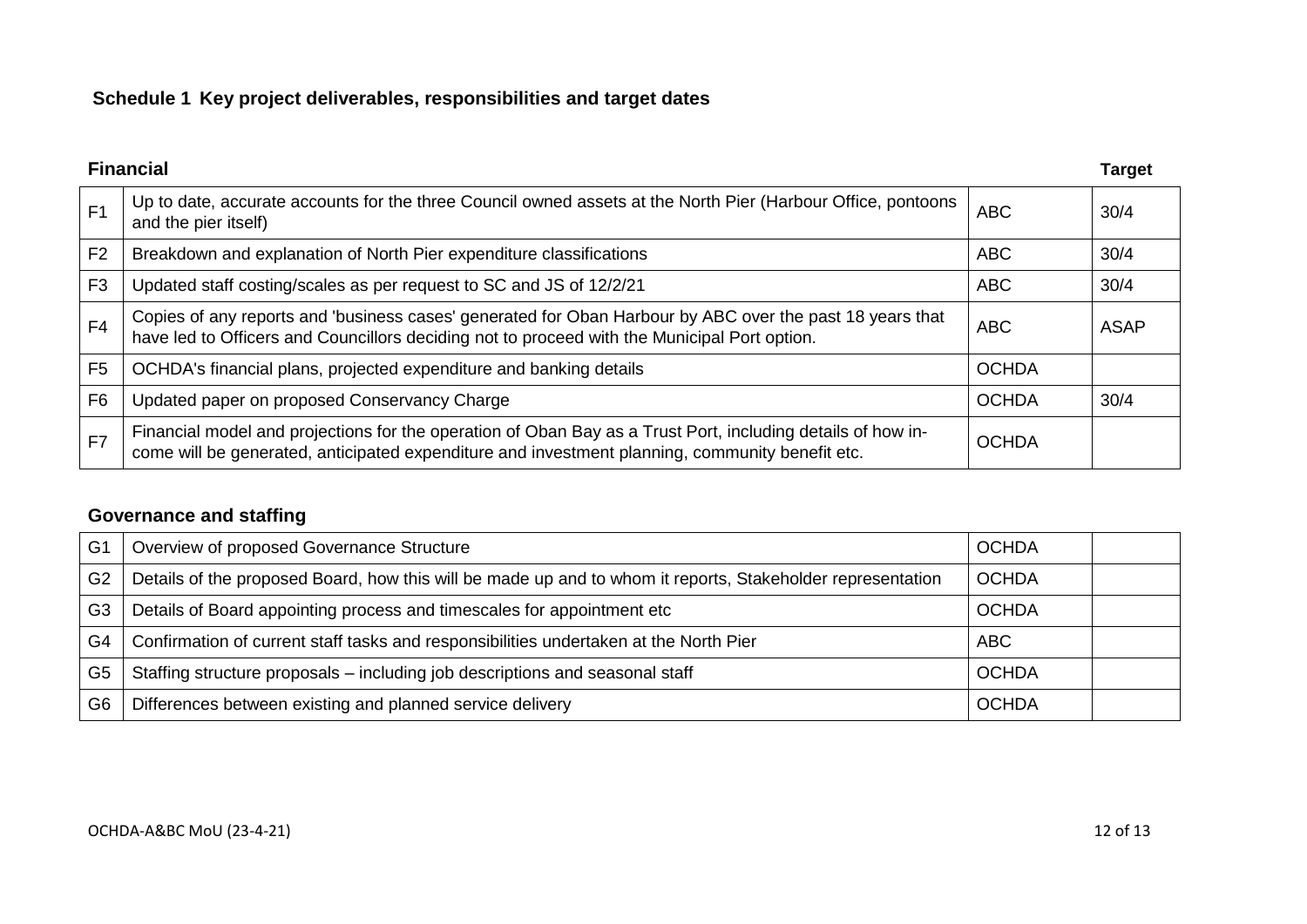## Schedule 1 Key project deliverables, responsibilities and target dates

### Financial

| | | | Target |
|---|---|---|---|
| F1 | Up to date, accurate accounts for the three Council owned assets at the North Pier (Harbour Office, pontoons and the pier itself) | ABC | 30/4 |
| F2 | Breakdown and explanation of North Pier expenditure classifications | ABC | 30/4 |
| F3 | Updated staff costing/scales as per request to SC and JS of 12/2/21 | ABC | 30/4 |
| F4 | Copies of any reports and 'business cases' generated for Oban Harbour by ABC over the past 18 years that have led to Officers and Councillors deciding not to proceed with the Municipal Port option. | ABC | ASAP |
| F5 | OCHDA's financial plans, projected expenditure and banking details | OCHDA | |
| F6 | Updated paper on proposed Conservancy Charge | OCHDA | 30/4 |
| F7 | Financial model and projections for the operation of Oban Bay as a Trust Port, including details of how income will be generated, anticipated expenditure and investment planning, community benefit etc. | OCHDA | |

### Governance and staffing

| | | | |
|---|---|---|---|
| G1 | Overview of proposed Governance Structure | OCHDA | |
| G2 | Details of the proposed Board, how this will be made up and to whom it reports, Stakeholder representation | OCHDA | |
| G3 | Details of Board appointing process and timescales for appointment etc | OCHDA | |
| G4 | Confirmation of current staff tasks and responsibilities undertaken at the North Pier | ABC | |
| G5 | Staffing structure proposals – including job descriptions and seasonal staff | OCHDA | |
| G6 | Differences between existing and planned service delivery | OCHDA | |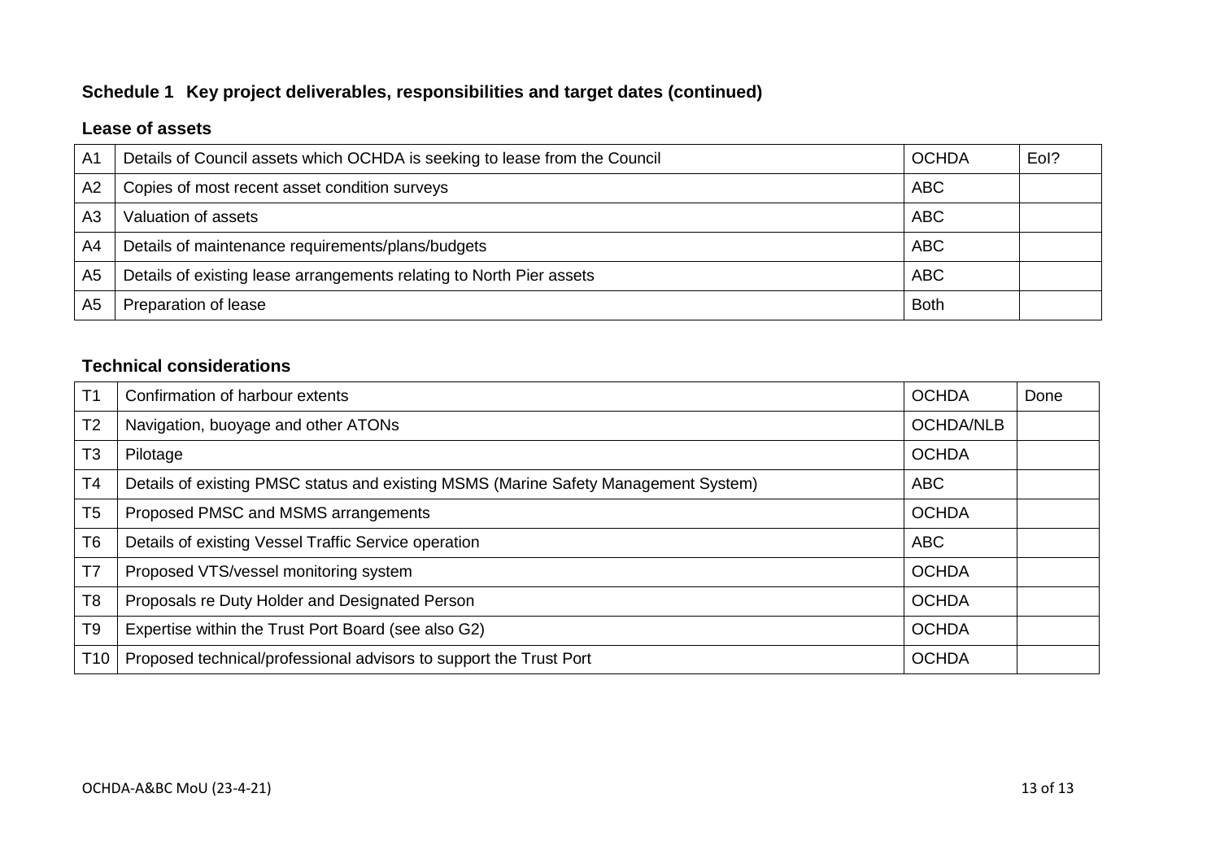## Schedule 1 Key project deliverables, responsibilities and target dates (continued)

### Lease of assets

| | | | |
|---|---|---|---|
| A1 | Details of Council assets which OCHDA is seeking to lease from the Council | OCHDA | EoI? |
| A2 | Copies of most recent asset condition surveys | ABC | |
| A3 | Valuation of assets | ABC | |
| A4 | Details of maintenance requirements/plans/budgets | ABC | |
| A5 | Details of existing lease arrangements relating to North Pier assets | ABC | |
| A5 | Preparation of lease | Both | |

### Technical considerations

| | | | |
|---|---|---|---|
| T1 | Confirmation of harbour extents | OCHDA | Done |
| T2 | Navigation, buoyage and other ATONs | OCHDA/NLB | |
| T3 | Pilotage | OCHDA | |
| T4 | Details of existing PMSC status and existing MSMS (Marine Safety Management System) | ABC | |
| T5 | Proposed PMSC and MSMS arrangements | OCHDA | |
| T6 | Details of existing Vessel Traffic Service operation | ABC | |
| T7 | Proposed VTS/vessel monitoring system | OCHDA | |
| T8 | Proposals re Duty Holder and Designated Person | OCHDA | |
| T9 | Expertise within the Trust Port Board (see also G2) | OCHDA | |
| T10 | Proposed technical/professional advisors to support the Trust Port | OCHDA | |